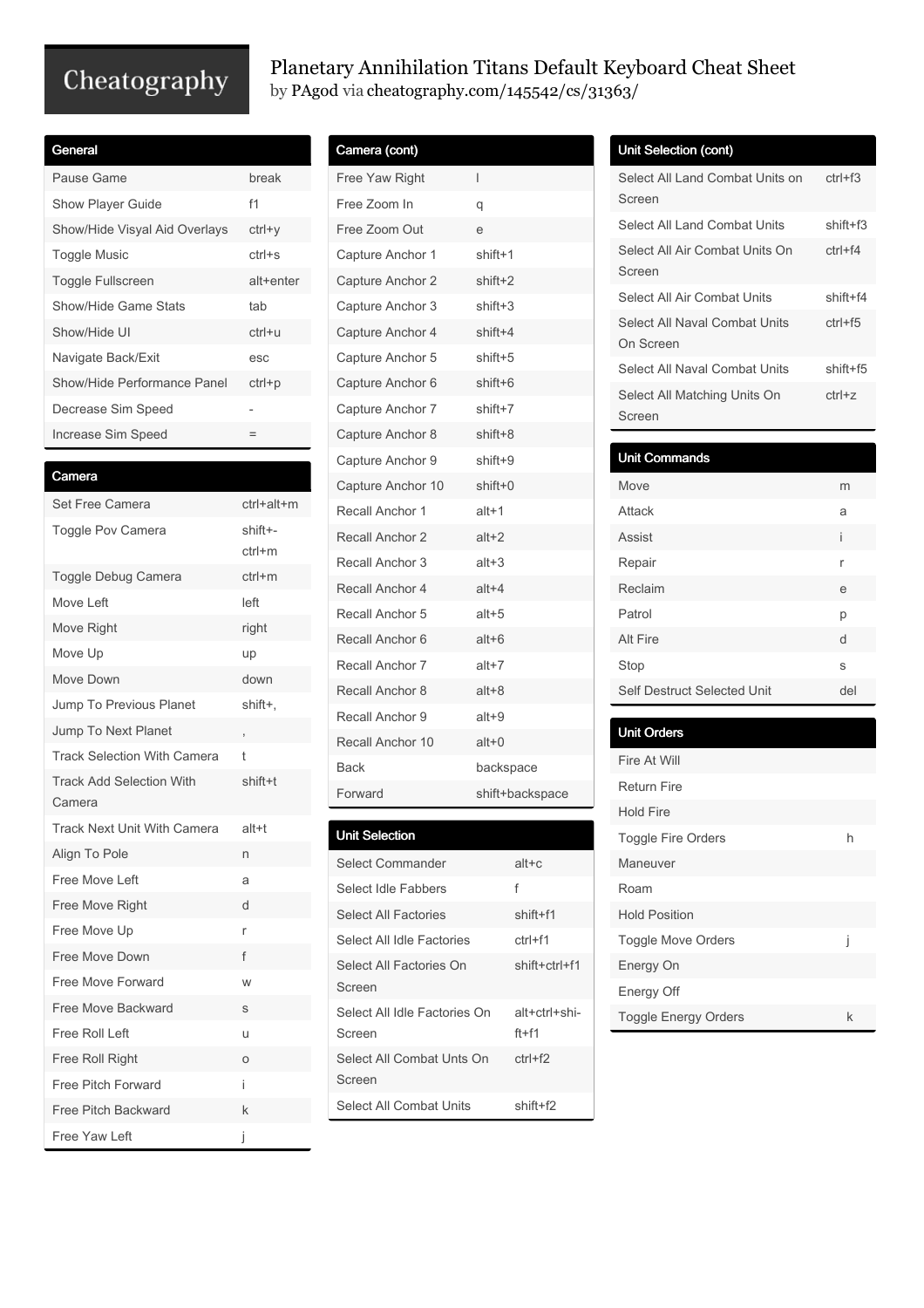# Planetary Annihilation Titans Default Keyboard Cheat Sheet

by PAgod via cheatography.com/145542/cs/31363/

## General

| | |
|---|---|
| Pause Game | break |
| Show Player Guide | f1 |
| Show/Hide Visyal Aid Overlays | ctrl+y |
| Toggle Music | ctrl+s |
| Toggle Fullscreen | alt+enter |
| Show/Hide Game Stats | tab |
| Show/Hide UI | ctrl+u |
| Navigate Back/Exit | esc |
| Show/Hide Performance Panel | ctrl+p |
| Decrease Sim Speed | - |
| Increase Sim Speed | = |

## Camera

| | |
|---|---|
| Set Free Camera | ctrl+alt+m |
| Toggle Pov Camera | shift+-ctrl+m |
| Toggle Debug Camera | ctrl+m |
| Move Left | left |
| Move Right | right |
| Move Up | up |
| Move Down | down |
| Jump To Previous Planet | shift+, |
| Jump To Next Planet | , |
| Track Selection With Camera | t |
| Track Add Selection With Camera | shift+t |
| Track Next Unit With Camera | alt+t |
| Align To Pole | n |
| Free Move Left | a |
| Free Move Right | d |
| Free Move Up | r |
| Free Move Down | f |
| Free Move Forward | w |
| Free Move Backward | s |
| Free Roll Left | u |
| Free Roll Right | o |
| Free Pitch Forward | i |
| Free Pitch Backward | k |
| Free Yaw Left | j |

## Camera (cont)

| | |
|---|---|
| Free Yaw Right | l |
| Free Zoom In | q |
| Free Zoom Out | e |
| Capture Anchor 1 | shift+1 |
| Capture Anchor 2 | shift+2 |
| Capture Anchor 3 | shift+3 |
| Capture Anchor 4 | shift+4 |
| Capture Anchor 5 | shift+5 |
| Capture Anchor 6 | shift+6 |
| Capture Anchor 7 | shift+7 |
| Capture Anchor 8 | shift+8 |
| Capture Anchor 9 | shift+9 |
| Capture Anchor 10 | shift+0 |
| Recall Anchor 1 | alt+1 |
| Recall Anchor 2 | alt+2 |
| Recall Anchor 3 | alt+3 |
| Recall Anchor 4 | alt+4 |
| Recall Anchor 5 | alt+5 |
| Recall Anchor 6 | alt+6 |
| Recall Anchor 7 | alt+7 |
| Recall Anchor 8 | alt+8 |
| Recall Anchor 9 | alt+9 |
| Recall Anchor 10 | alt+0 |
| Back | backspace |
| Forward | shift+backspace |

## Unit Selection

| | |
|---|---|
| Select Commander | alt+c |
| Select Idle Fabbers | f |
| Select All Factories | shift+f1 |
| Select All Idle Factories | ctrl+f1 |
| Select All Factories On Screen | shift+ctrl+f1 |
| Select All Idle Factories On Screen | alt+ctrl+shift+f1 |
| Select All Combat Unts On Screen | ctrl+f2 |
| Select All Combat Units | shift+f2 |

## Unit Selection (cont)

| | |
|---|---|
| Select All Land Combat Units on Screen | ctrl+f3 |
| Select All Land Combat Units | shift+f3 |
| Select All Air Combat Units On Screen | ctrl+f4 |
| Select All Air Combat Units | shift+f4 |
| Select All Naval Combat Units On Screen | ctrl+f5 |
| Select All Naval Combat Units | shift+f5 |
| Select All Matching Units On Screen | ctrl+z |

## Unit Commands

| | |
|---|---|
| Move | m |
| Attack | a |
| Assist | i |
| Repair | r |
| Reclaim | e |
| Patrol | p |
| Alt Fire | d |
| Stop | s |
| Self Destruct Selected Unit | del |

## Unit Orders

| | |
|---|---|
| Fire At Will | |
| Return Fire | |
| Hold Fire | |
| Toggle Fire Orders | h |
| Maneuver | |
| Roam | |
| Hold Position | |
| Toggle Move Orders | j |
| Energy On | |
| Energy Off | |
| Toggle Energy Orders | k |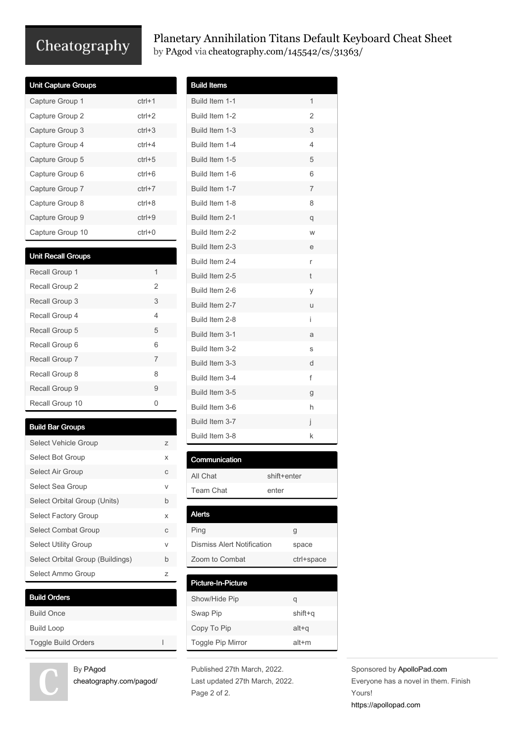# Planetary Annihilation Titans Default Keyboard Cheat Sheet

by PAgod via cheatography.com/145542/cs/31363/

## Unit Capture Groups

| | |
|---|---|
| Capture Group 1 | ctrl+1 |
| Capture Group 2 | ctrl+2 |
| Capture Group 3 | ctrl+3 |
| Capture Group 4 | ctrl+4 |
| Capture Group 5 | ctrl+5 |
| Capture Group 6 | ctrl+6 |
| Capture Group 7 | ctrl+7 |
| Capture Group 8 | ctrl+8 |
| Capture Group 9 | ctrl+9 |
| Capture Group 10 | ctrl+0 |

## Unit Recall Groups

| | |
|---|---|
| Recall Group 1 | 1 |
| Recall Group 2 | 2 |
| Recall Group 3 | 3 |
| Recall Group 4 | 4 |
| Recall Group 5 | 5 |
| Recall Group 6 | 6 |
| Recall Group 7 | 7 |
| Recall Group 8 | 8 |
| Recall Group 9 | 9 |
| Recall Group 10 | 0 |

## Build Bar Groups

| | |
|---|---|
| Select Vehicle Group | z |
| Select Bot Group | x |
| Select Air Group | c |
| Select Sea Group | v |
| Select Orbital Group (Units) | b |
| Select Factory Group | x |
| Select Combat Group | c |
| Select Utility Group | v |
| Select Orbital Group (Buildings) | b |
| Select Ammo Group | z |

## Build Orders

| | |
|---|---|
| Build Once | |
| Build Loop | |
| Toggle Build Orders | l |

## Build Items

| | |
|---|---|
| Build Item 1-1 | 1 |
| Build Item 1-2 | 2 |
| Build Item 1-3 | 3 |
| Build Item 1-4 | 4 |
| Build Item 1-5 | 5 |
| Build Item 1-6 | 6 |
| Build Item 1-7 | 7 |
| Build Item 1-8 | 8 |
| Build Item 2-1 | q |
| Build Item 2-2 | w |
| Build Item 2-3 | e |
| Build Item 2-4 | r |
| Build Item 2-5 | t |
| Build Item 2-6 | y |
| Build Item 2-7 | u |
| Build Item 2-8 | i |
| Build Item 3-1 | a |
| Build Item 3-2 | s |
| Build Item 3-3 | d |
| Build Item 3-4 | f |
| Build Item 3-5 | g |
| Build Item 3-6 | h |
| Build Item 3-7 | j |
| Build Item 3-8 | k |

## Communication

| | |
|---|---|
| All Chat | shift+enter |
| Team Chat | enter |

## Alerts

| | |
|---|---|
| Ping | g |
| Dismiss Alert Notification | space |
| Zoom to Combat | ctrl+space |

## Picture-In-Picture

| | |
|---|---|
| Show/Hide Pip | q |
| Swap Pip | shift+q |
| Copy To Pip | alt+q |
| Toggle Pip Mirror | alt+m |

By PAgod
cheatography.com/pagod/

Published 27th March, 2022.
Last updated 27th March, 2022.

Sponsored by ApolloPad.com
Everyone has a novel in them. Finish Yours!
https://apollopad.com